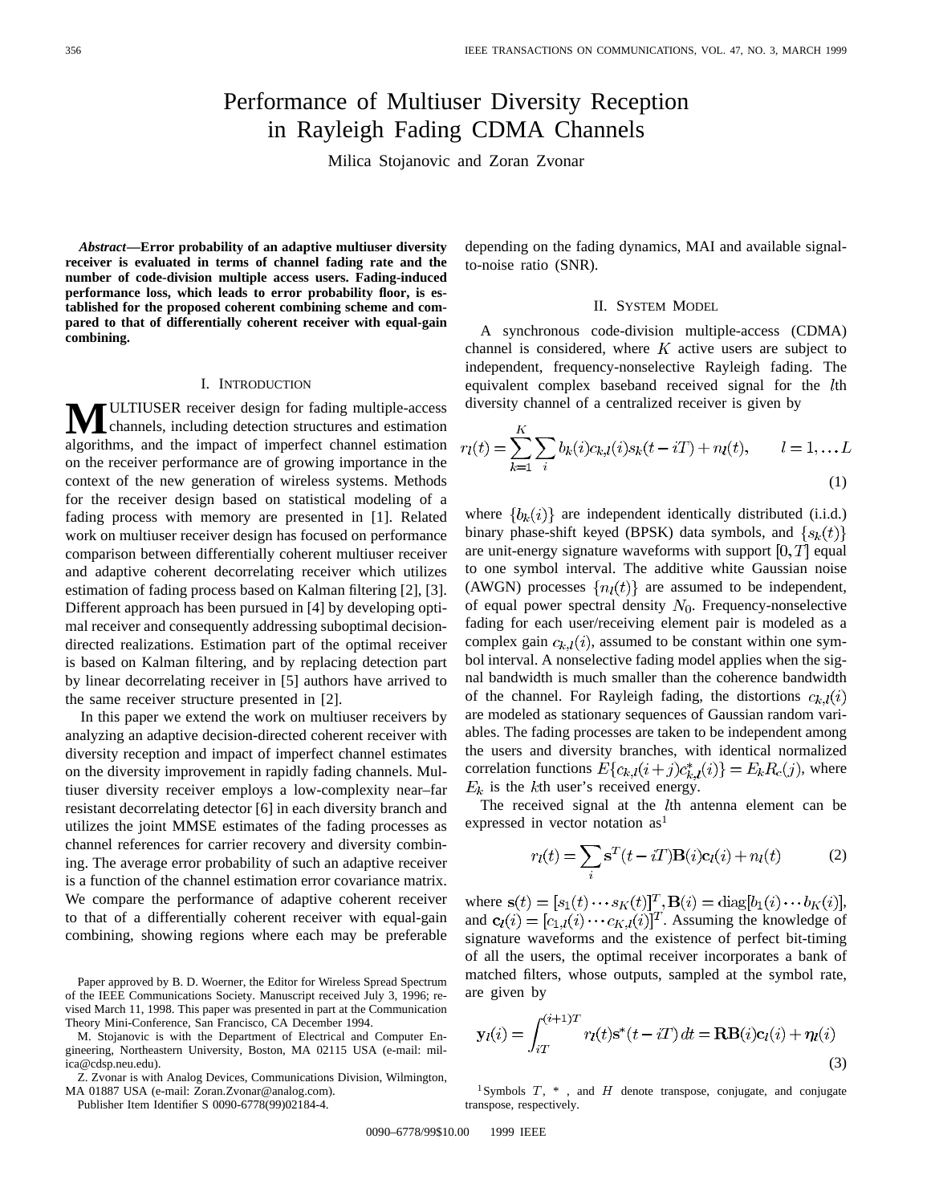# Performance of Multiuser Diversity Reception in Rayleigh Fading CDMA Channels

Milica Stojanovic and Zoran Zvonar

***Abstract*—Error probability of an adaptive multiuser diversity receiver is evaluated in terms of channel fading rate and the number of code-division multiple access users. Fading-induced performance loss, which leads to error probability floor, is established for the proposed coherent combining scheme and compared to that of differentially coherent receiver with equal-gain combining.**

## I. Introduction

MULTIUSER receiver design for fading multiple-access channels, including detection structures and estimation algorithms, and the impact of imperfect channel estimation on the receiver performance are of growing importance in the context of the new generation of wireless systems. Methods for the receiver design based on statistical modeling of a fading process with memory are presented in [1]. Related work on multiuser receiver design has focused on performance comparison between differentially coherent multiuser receiver and adaptive coherent decorrelating receiver which utilizes estimation of fading process based on Kalman filtering [2], [3]. Different approach has been pursued in [4] by developing optimal receiver and consequently addressing suboptimal decision-directed realizations. Estimation part of the optimal receiver is based on Kalman filtering, and by replacing detection part by linear decorrelating receiver in [5] authors have arrived to the same receiver structure presented in [2].

In this paper we extend the work on multiuser receivers by analyzing an adaptive decision-directed coherent receiver with diversity reception and impact of imperfect channel estimates on the diversity improvement in rapidly fading channels. Multiuser diversity receiver employs a low-complexity near–far resistant decorrelating detector [6] in each diversity branch and utilizes the joint MMSE estimates of the fading processes as channel references for carrier recovery and diversity combining. The average error probability of such an adaptive receiver is a function of the channel estimation error covariance matrix. We compare the performance of adaptive coherent receiver to that of a differentially coherent receiver with equal-gain combining, showing regions where each may be preferable depending on the fading dynamics, MAI and available signal-to-noise ratio (SNR).

Paper approved by B. D. Woerner, the Editor for Wireless Spread Spectrum of the IEEE Communications Society. Manuscript received July 3, 1996; revised March 11, 1998. This paper was presented in part at the Communication Theory Mini-Conference, San Francisco, CA December 1994.

M. Stojanovic is with the Department of Electrical and Computer Engineering, Northeastern University, Boston, MA 02115 USA (e-mail: millica@cdsp.neu.edu).

Z. Zvonar is with Analog Devices, Communications Division, Wilmington, MA 01887 USA (e-mail: Zoran.Zvonar@analog.com).

Publisher Item Identifier S 0090-6778(99)02184-4.

## II. System Model

A synchronous code-division multiple-access (CDMA) channel is considered, where $K$ active users are subject to independent, frequency-nonselective Rayleigh fading. The equivalent complex baseband received signal for the $l$th diversity channel of a centralized receiver is given by

$$r_l(t) = \sum_{k=1}^{K} \sum_i b_k(i) c_{k,l}(i) s_k(t - iT) + n_l(t), \qquad l = 1, \ldots L \tag{1}$$

where $\{b_k(i)\}$ are independent identically distributed (i.i.d.) binary phase-shift keyed (BPSK) data symbols, and $\{s_k(t)\}$ are unit-energy signature waveforms with support $[0, T]$ equal to one symbol interval. The additive white Gaussian noise (AWGN) processes $\{n_l(t)\}$ are assumed to be independent, of equal power spectral density $N_0$. Frequency-nonselective fading for each user/receiving element pair is modeled as a complex gain $c_{k,l}(i)$, assumed to be constant within one symbol interval. A nonselective fading model applies when the signal bandwidth is much smaller than the coherence bandwidth of the channel. For Rayleigh fading, the distortions $c_{k,l}(i)$ are modeled as stationary sequences of Gaussian random variables. The fading processes are taken to be independent among the users and diversity branches, with identical normalized correlation functions $E\{c_{k,l}(i+j)c_{k,l}^*(i)\} = E_k R_c(j)$, where $E_k$ is the $k$th user's received energy.

The received signal at the $l$th antenna element can be expressed in vector notation as[1]

$$r_l(t) = \sum_i \mathbf{s}^T(t - iT)\mathbf{B}(i)\mathbf{c}_l(i) + n_l(t) \tag{2}$$

where $\mathbf{s}(t) = [s_1(t) \cdots s_K(t)]^T, \mathbf{B}(i) = \text{diag}[b_1(i) \cdots b_K(i)]$, and $\mathbf{c}_l(i) = [c_{1,l}(i) \cdots c_{K,l}(i)]^T$. Assuming the knowledge of signature waveforms and the existence of perfect bit-timing of all the users, the optimal receiver incorporates a bank of matched filters, whose outputs, sampled at the symbol rate, are given by

$$\mathbf{y}_l(i) = \int_{iT}^{(i+1)T} r_l(t)\mathbf{s}^*(t - iT)\, dt = \mathbf{R}\mathbf{B}(i)\mathbf{c}_l(i) + \boldsymbol{\eta}_l(i) \tag{3}$$

[1] Symbols $T$, $*$ , and $H$ denote transpose, conjugate, and conjugate transpose, respectively.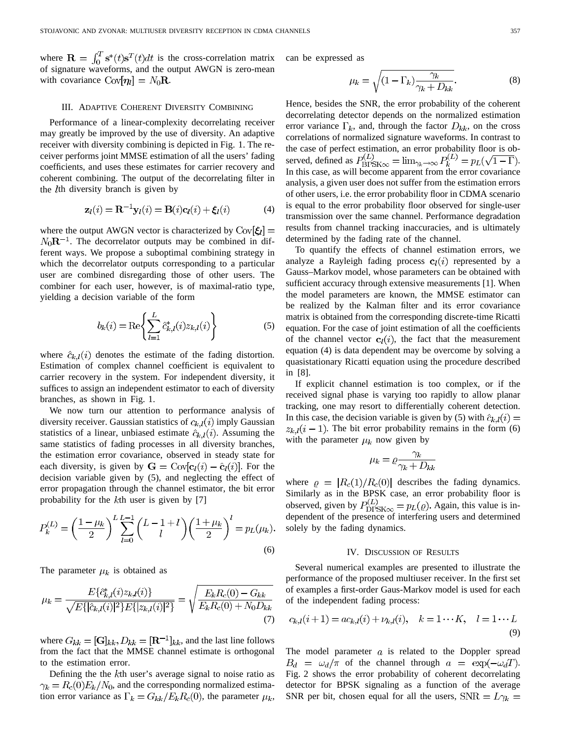where $\mathbf{R} = \int_0^T \mathbf{s}^*(t)\mathbf{s}^T(t)dt$ is the cross-correlation matrix of signature waveforms, and the output AWGN is zero-mean with covariance $\text{Cov}[\boldsymbol{\eta}_l] = N_0\mathbf{R}$.

## III. Adaptive Coherent Diversity Combining

Performance of a linear-complexity decorrelating receiver may greatly be improved by the use of diversity. An adaptive receiver with diversity combining is depicted in Fig. 1. The receiver performs joint MMSE estimation of all the users' fading coefficients, and uses these estimates for carrier recovery and coherent combining. The output of the decorrelating filter in the $l$th diversity branch is given by

$$\mathbf{z}_l(i) = \mathbf{R}^{-1}\mathbf{y}_l(i) = \mathbf{B}(i)\mathbf{c}_l(i) + \boldsymbol{\xi}_l(i) \tag{4}$$

where the output AWGN vector is characterized by $\text{Cov}[\boldsymbol{\xi}_l] = N_0\mathbf{R}^{-1}$. The decorrelator outputs may be combined in different ways. We propose a suboptimal combining strategy in which the decorrelator outputs corresponding to a particular user are combined disregarding those of other users. The combiner for each user, however, is of maximal-ratio type, yielding a decision variable of the form

$$b_k(i) = \text{Re}\left\{\sum_{l=1}^{L} \hat{c}^*_{k,l}(i) z_{k,l}(i)\right\} \tag{5}$$

where $\hat{c}_{k,l}(i)$ denotes the estimate of the fading distortion. Estimation of complex channel coefficient is equivalent to carrier recovery in the system. For independent diversity, it suffices to assign an independent estimator to each of diversity branches, as shown in Fig. 1.

We now turn our attention to performance analysis of diversity receiver. Gaussian statistics of $c_{k,l}(i)$ imply Gaussian statistics of a linear, unbiased estimate $\hat{c}_{k,l}(i)$. Assuming the same statistics of fading processes in all diversity branches, the estimation error covariance, observed in steady state for each diversity, is given by $\mathbf{G} = \text{Cov}[\mathbf{c}_l(i) - \hat{\mathbf{c}}_l(i)]$. For the decision variable given by (5), and neglecting the effect of error propagation through the channel estimator, the bit error probability for the $k$th user is given by [7]

$$P_k^{(L)} = \left(\frac{1-\mu_k}{2}\right)^L \sum_{l=0}^{L-1} \binom{L-1+l}{l} \left(\frac{1+\mu_k}{2}\right)^l = p_L(\mu_k). \tag{6}$$

The parameter $\mu_k$ is obtained as

$$\mu_k = \frac{E\{\hat{c}^*_{k,l}(i) z_{k,l}(i)\}}{\sqrt{E\{|\hat{c}_{k,l}(i)|^2\} E\{|z_{k,l}(i)|^2\}}} = \sqrt{\frac{E_k R_c(0) - G_{kk}}{E_k R_c(0) + N_0 D_{kk}}} \tag{7}$$

where $G_{kk} = [\mathbf{G}]_{kk}, D_{kk} = [\mathbf{R}^{-1}]_{kk}$, and the last line follows from the fact that the MMSE channel estimate is orthogonal to the estimation error.

Defining the the $k$th user's average signal to noise ratio as $\gamma_k = R_c(0)E_k/N_0$, and the corresponding normalized estimation error variance as $\Gamma_k = G_{kk}/E_k R_c(0)$, the parameter $\mu_k$, can be expressed as

$$\mu_k = \sqrt{(1-\Gamma_k)\frac{\gamma_k}{\gamma_k + D_{kk}}}. \tag{8}$$

Hence, besides the SNR, the error probability of the coherent decorrelating detector depends on the normalized estimation error variance $\Gamma_k$, and, through the factor $D_{kk}$, on the cross correlations of normalized signature waveforms. In contrast to the case of perfect estimation, an error probability floor is observed, defined as $P^{(L)}_{\text{BPSK}\infty} = \lim_{\gamma_k \to \infty} P_k^{(L)} = p_L(\sqrt{1-\Gamma})$. In this case, as will become apparent from the error covariance analysis, a given user does not suffer from the estimation errors of other users, i.e. the error probability floor in CDMA scenario is equal to the error probability floor observed for single-user transmission over the same channel. Performance degradation results from channel tracking inaccuracies, and is ultimately determined by the fading rate of the channel.

To quantify the effects of channel estimation errors, we analyze a Rayleigh fading process $\mathbf{c}_l(i)$ represented by a Gauss–Markov model, whose parameters can be obtained with sufficient accuracy through extensive measurements [1]. When the model parameters are known, the MMSE estimator can be realized by the Kalman filter and its error covariance matrix is obtained from the corresponding discrete-time Ricatti equation. For the case of joint estimation of all the coefficients of the channel vector $\mathbf{c}_l(i)$, the fact that the measurement equation (4) is data dependent may be overcome by solving a quasistationary Ricatti equation using the procedure described in [8].

If explicit channel estimation is too complex, or if the received signal phase is varying too rapidly to allow planar tracking, one may resort to differentially coherent detection. In this case, the decision variable is given by (5) with $\hat{c}_{k,l}(i) = z_{k,l}(i-1)$. The bit error probability remains in the form (6) with the parameter $\mu_k$ now given by

$$\mu_k = \varrho \frac{\gamma_k}{\gamma_k + D_{kk}}$$

where $\varrho = |R_c(1)/R_c(0)|$ describes the fading dynamics. Similarly as in the BPSK case, an error probability floor is observed, given by $P^{(L)}_{\text{DPSK}\infty} = p_L(\varrho)$. Again, this value is independent of the presence of interfering users and determined solely by the fading dynamics.

## IV. Discussion of Results

Several numerical examples are presented to illustrate the performance of the proposed multiuser receiver. In the first set of examples a first-order Gaus-Markov model is used for each of the independent fading process:

$$c_{k,l}(i+1) = ac_{k,l}(i) + \nu_{k,l}(i), \quad k = 1\cdots K, \quad l = 1\cdots L \tag{9}$$

The model parameter $a$ is related to the Doppler spread $B_d = \omega_d/\pi$ of the channel through $a = \exp(-\omega_d T)$. Fig. 2 shows the error probability of coherent decorrelating detector for BPSK signaling as a function of the average SNR per bit, chosen equal for all the users, $\text{SNR} = L\gamma_k =$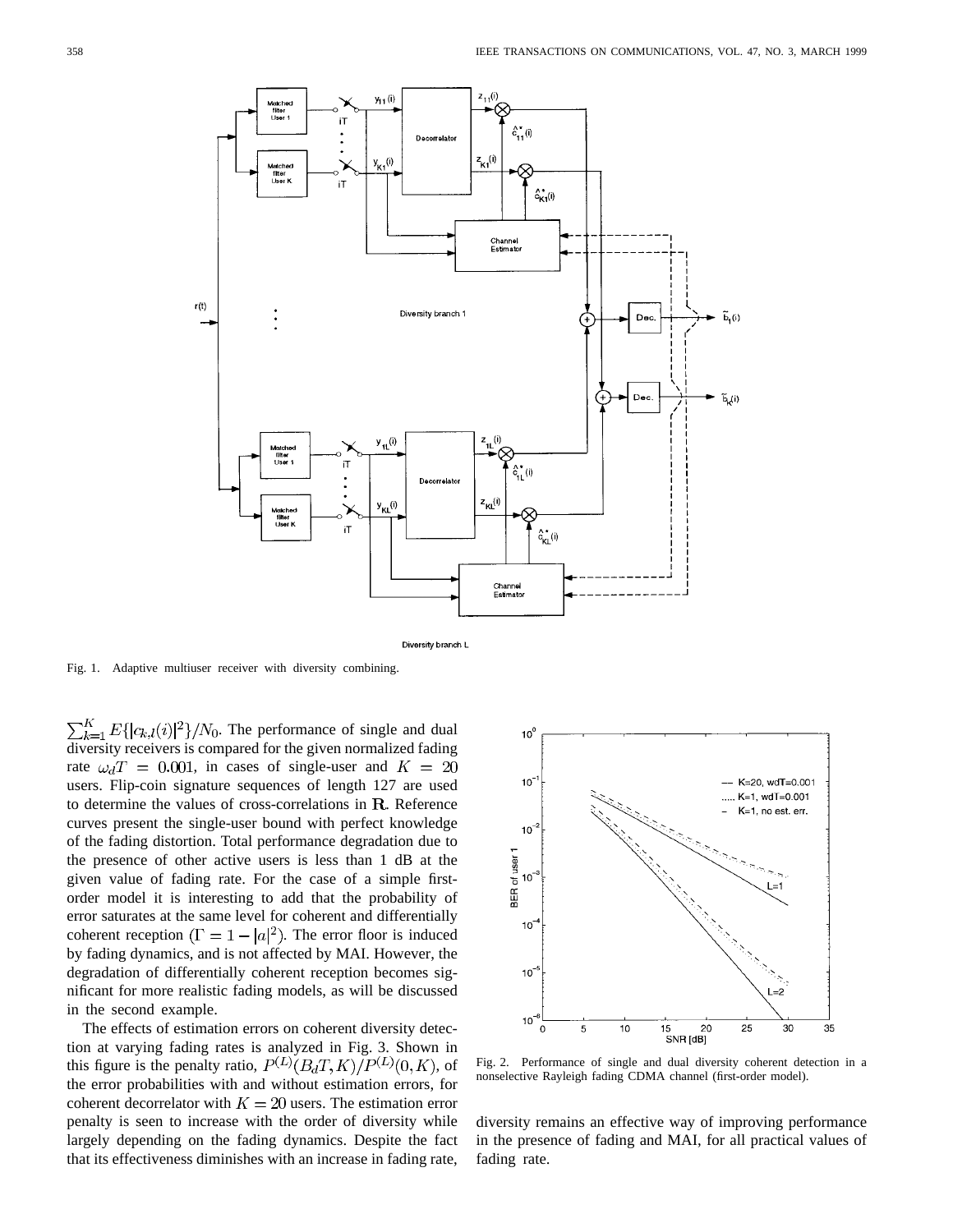Fig. 1. Adaptive multiuser receiver with diversity combining.

$\sum_{k=1}^{K} E\{|c_{k,l}(i)|^2\}/N_0$. The performance of single and dual diversity receivers is compared for the given normalized fading rate $\omega_d T = 0.001$, in cases of single-user and $K = 20$ users. Flip-coin signature sequences of length 127 are used to determine the values of cross-correlations in $\mathbf{R}$. Reference curves present the single-user bound with perfect knowledge of the fading distortion. Total performance degradation due to the presence of other active users is less than 1 dB at the given value of fading rate. For the case of a simple first-order model it is interesting to add that the probability of error saturates at the same level for coherent and differentially coherent reception ($\Gamma = 1 - |a|^2$). The error floor is induced by fading dynamics, and is not affected by MAI. However, the degradation of differentially coherent reception becomes significant for more realistic fading models, as will be discussed in the second example.

The effects of estimation errors on coherent diversity detection at varying fading rates is analyzed in Fig. 3. Shown in this figure is the penalty ratio, $P^{(L)}(B_d T, K)/P^{(L)}(0, K)$, of the error probabilities with and without estimation errors, for coherent decorrelator with $K = 20$ users. The estimation error penalty is seen to increase with the order of diversity while largely depending on the fading dynamics. Despite the fact that its effectiveness diminishes with an increase in fading rate, diversity remains an effective way of improving performance in the presence of fading and MAI, for all practical values of fading rate.

Fig. 2. Performance of single and dual diversity coherent detection in a nonselective Rayleigh fading CDMA channel (first-order model).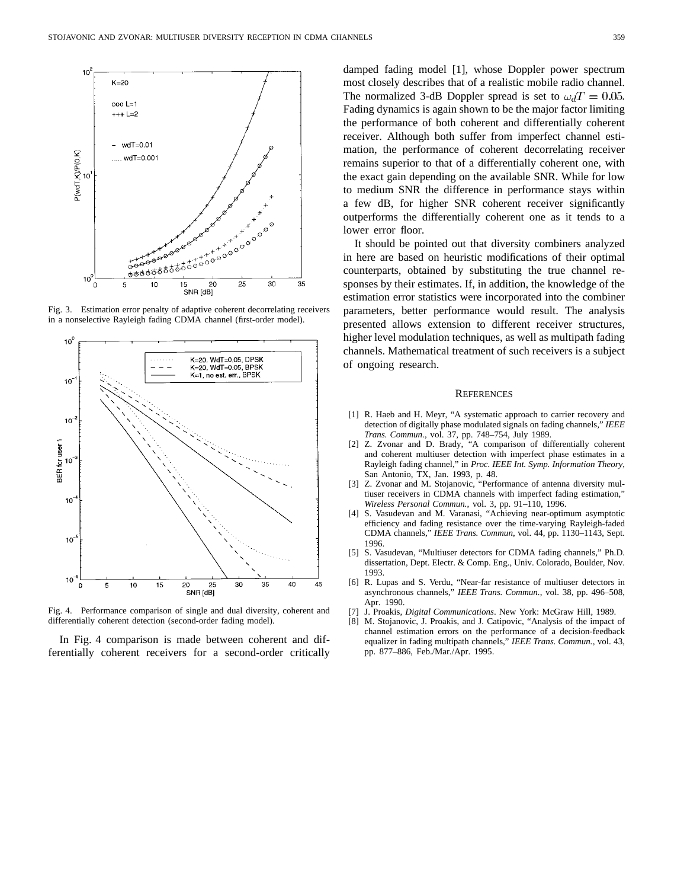K=20

ooo L=1
+++ L=2

– wdT=0.01
..... wdT=0.001

P(wdT,K)/P(0,K)

SNR [dB]

Fig. 3. Estimation error penalty of adaptive coherent decorrelating receivers in a nonselective Rayleigh fading CDMA channel (first-order model).

K=20, WdT=0.05, DPSK
K=20, WdT=0.05, BPSK
K=1, no est. err., BPSK

BER for user 1

SNR [dB]

Fig. 4. Performance comparison of single and dual diversity, coherent and differentially coherent detection (second-order fading model).

In Fig. 4 comparison is made between coherent and differentially coherent receivers for a second-order critically damped fading model [1], whose Doppler power spectrum most closely describes that of a realistic mobile radio channel. The normalized 3-dB Doppler spread is set to $\omega_d T = 0.05$. Fading dynamics is again shown to be the major factor limiting the performance of both coherent and differentially coherent receiver. Although both suffer from imperfect channel estimation, the performance of coherent decorrelating receiver remains superior to that of a differentially coherent one, with the exact gain depending on the available SNR. While for low to medium SNR the difference in performance stays within a few dB, for higher SNR coherent receiver significantly outperforms the differentially coherent one as it tends to a lower error floor.

It should be pointed out that diversity combiners analyzed in here are based on heuristic modifications of their optimal counterparts, obtained by substituting the true channel responses by their estimates. If, in addition, the knowledge of the estimation error statistics were incorporated into the combiner parameters, better performance would result. The analysis presented allows extension to different receiver structures, higher level modulation techniques, as well as multipath fading channels. Mathematical treatment of such receivers is a subject of ongoing research.

## References

[1] R. Haeb and H. Meyr, "A systematic approach to carrier recovery and detection of digitally phase modulated signals on fading channels," *IEEE Trans. Commun.*, vol. 37, pp. 748–754, July 1989.

[2] Z. Zvonar and D. Brady, "A comparison of differentially coherent and coherent multiuser detection with imperfect phase estimates in a Rayleigh fading channel," in *Proc. IEEE Int. Symp. Information Theory*, San Antonio, TX, Jan. 1993, p. 48.

[3] Z. Zvonar and M. Stojanovic, "Performance of antenna diversity multiuser receivers in CDMA channels with imperfect fading estimation," *Wireless Personal Commun.*, vol. 3, pp. 91–110, 1996.

[4] S. Vasudevan and M. Varanasi, "Achieving near-optimum asymptotic efficiency and fading resistance over the time-varying Rayleigh-faded CDMA channels," *IEEE Trans. Commun*, vol. 44, pp. 1130–1143, Sept. 1996.

[5] S. Vasudevan, "Multiuser detectors for CDMA fading channels," Ph.D. dissertation, Dept. Electr. & Comp. Eng., Univ. Colorado, Boulder, Nov. 1993.

[6] R. Lupas and S. Verdu, "Near-far resistance of multiuser detectors in asynchronous channels," *IEEE Trans. Commun.*, vol. 38, pp. 496–508, Apr. 1990.

[7] J. Proakis, *Digital Communications*. New York: McGraw Hill, 1989.

[8] M. Stojanovic, J. Proakis, and J. Catipovic, "Analysis of the impact of channel estimation errors on the performance of a decision-feedback equalizer in fading multipath channels," *IEEE Trans. Commun.*, vol. 43, pp. 877–886, Feb./Mar./Apr. 1995.